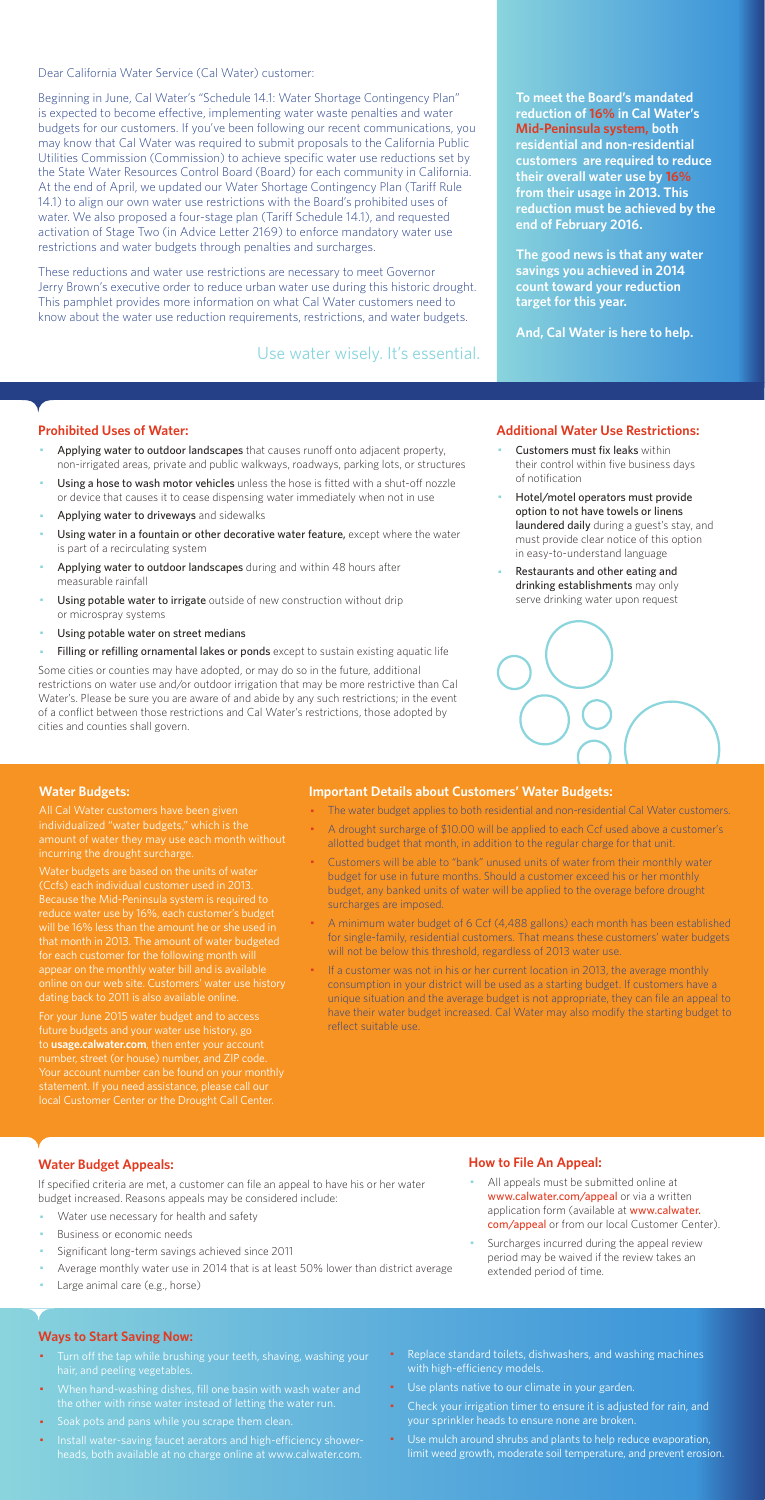Dear California Water Service (Cal Water) customer:

Beginning in June, Cal Water's "Schedule 14.1: Water Shortage Contingency Plan" is expected to become effective, implementing water waste penalties and water budgets for our customers. If you've been following our recent communications, you may know that Cal Water was required to submit proposals to the California Public Utilities Commission (Commission) to achieve specific water use reductions set by the State Water Resources Control Board (Board) for each community in California. At the end of April, we updated our Water Shortage Contingency Plan (Tariff Rule 14.1) to align our own water use restrictions with the Board's prohibited uses of water. We also proposed a four-stage plan (Tariff Schedule 14.1), and requested activation of Stage Two (in Advice Letter 2169) to enforce mandatory water use restrictions and water budgets through penalties and surcharges.

These reductions and water use restrictions are necessary to meet Governor Jerry Brown's executive order to reduce urban water use during this historic drought. This pamphlet provides more information on what Cal Water customers need to know about the water use reduction requirements, restrictions, and water budgets.

Use water wisely. It's essential.

**To meet the Board's mandated reduction of 16% in Cal Water's Mid-Peninsula system, both residential and non-residential customers are required to reduce their overall water use by 16% from their usage in 2013. This reduction must be achieved by the end of February 2016.**

**The good news is that any water savings you achieved in 2014 count toward your reduction target for this year.**

**And, Cal Water is here to help.**

## Prohibited Uses of Water:

- **Applying water to outdoor landscapes** that causes runoff onto adjacent property, non-irrigated areas, private and public walkways, roadways, parking lots, or structures
- **Using a hose to wash motor vehicles** unless the hose is fitted with a shut-off nozzle or device that causes it to cease dispensing water immediately when not in use
- **Applying water to driveways** and sidewalks
- **Using water in a fountain or other decorative water feature,** except where the water is part of a recirculating system
- **Applying water to outdoor landscapes** during and within 48 hours after measurable rainfall
- **Using potable water to irrigate** outside of new construction without drip or microspray systems
- **Using potable water on street medians**
- **Filling or refilling ornamental lakes or ponds** except to sustain existing aquatic life

Some cities or counties may have adopted, or may do so in the future, additional restrictions on water use and/or outdoor irrigation that may be more restrictive than Cal Water's. Please be sure you are aware of and abide by any such restrictions; in the event of a conflict between those restrictions and Cal Water's restrictions, those adopted by cities and counties shall govern.

## Additional Water Use Restrictions:

- **Customers must fix leaks** within their control within five business days of notification
- **Hotel/motel operators must provide option to not have towels or linens laundered daily** during a guest's stay, and must provide clear notice of this option in easy-to-understand language
- **Restaurants and other eating and drinking establishments** may only serve drinking water upon request

## Water Budgets:

All Cal Water customers have been given individualized "water budgets," which is the amount of water they may use each month without incurring the drought surcharge.

Water budgets are based on the units of water (Ccfs) each individual customer used in 2013. Because the Mid-Peninsula system is required to reduce water use by 16%, each customer's budget will be 16% less than the amount he or she used in that month in 2013. The amount of water budgeted for each customer for the following month will appear on the monthly water bill and is available online on our web site. Customers' water use history dating back to 2011 is also available online.

For your June 2015 water budget and to access future budgets and your water use history, go to **usage.calwater.com**, then enter your account number, street (or house) number, and ZIP code. Your account number can be found on your monthly statement. If you need assistance, please call our local Customer Center or the Drought Call Center.

## Important Details about Customers' Water Budgets:

- The water budget applies to both residential and non-residential Cal Water customers.
- A drought surcharge of $10.00 will be applied to each Ccf used above a customer's allotted budget that month, in addition to the regular charge for that unit.
- Customers will be able to "bank" unused units of water from their monthly water budget for use in future months. Should a customer exceed his or her monthly budget, any banked units of water will be applied to the overage before drought surcharges are imposed.
- A minimum water budget of 6 Ccf (4,488 gallons) each month has been established for single-family, residential customers. That means these customers' water budgets will not be below this threshold, regardless of 2013 water use.
- If a customer was not in his or her current location in 2013, the average monthly consumption in your district will be used as a starting budget. If customers have a unique situation and the average budget is not appropriate, they can file an appeal to have their water budget increased. Cal Water may also modify the starting budget to reflect suitable use.

## Water Budget Appeals:

If specified criteria are met, a customer can file an appeal to have his or her water budget increased. Reasons appeals may be considered include:

- Water use necessary for health and safety
- Business or economic needs
- Significant long-term savings achieved since 2011
- Average monthly water use in 2014 that is at least 50% lower than district average
- Large animal care (e.g., horse)

## How to File An Appeal:

- All appeals must be submitted online at www.calwater.com/appeal or via a written application form (available at www.calwater.com/appeal or from our local Customer Center).
- Surcharges incurred during the appeal review period may be waived if the review takes an extended period of time.

## Ways to Start Saving Now:

- Turn off the tap while brushing your teeth, shaving, washing your hair, and peeling vegetables.
- When hand-washing dishes, fill one basin with wash water and the other with rinse water instead of letting the water run.
- Soak pots and pans while you scrape them clean.
- Install water-saving faucet aerators and high-efficiency showerheads, both available at no charge online at www.calwater.com.
- Replace standard toilets, dishwashers, and washing machines with high-efficiency models.
- Use plants native to our climate in your garden.
- Check your irrigation timer to ensure it is adjusted for rain, and your sprinkler heads to ensure none are broken.
- Use mulch around shrubs and plants to help reduce evaporation, limit weed growth, moderate soil temperature, and prevent erosion.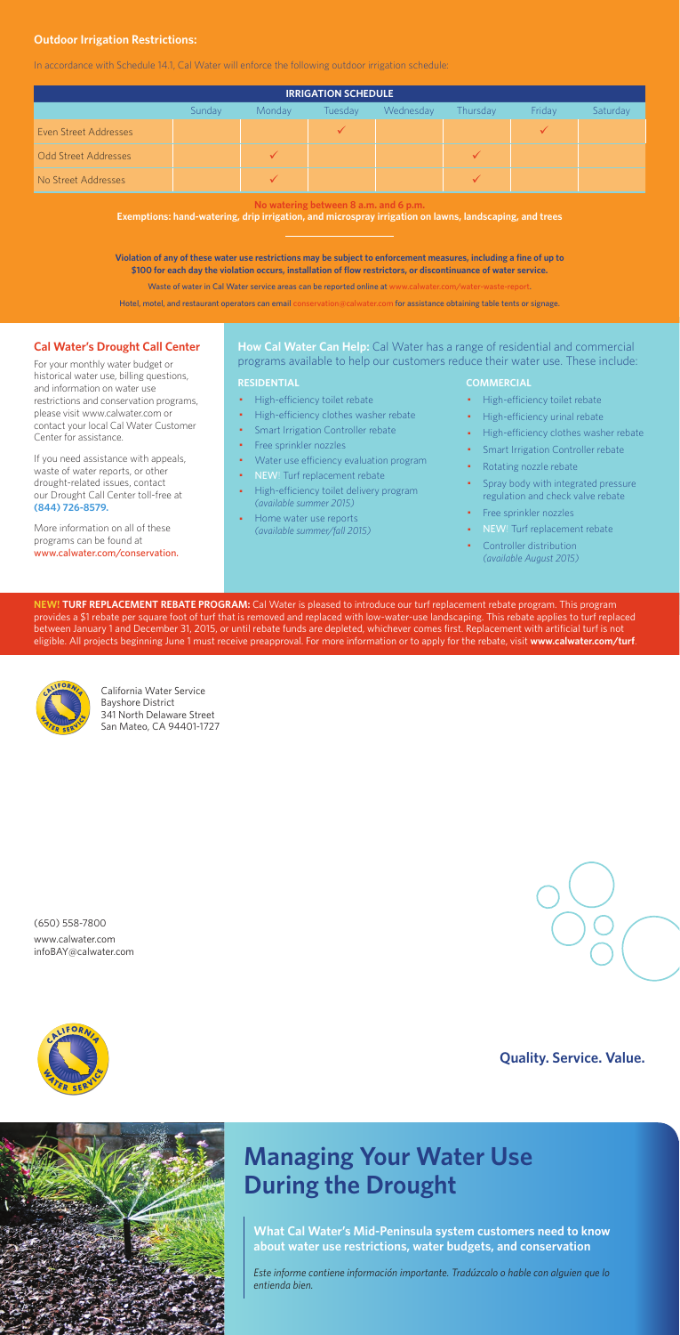## Outdoor Irrigation Restrictions:

In accordance with Schedule 14.1, Cal Water will enforce the following outdoor irrigation schedule:

| IRRIGATION SCHEDULE | Sunday | Monday | Tuesday | Wednesday | Thursday | Friday | Saturday |
|---|---|---|---|---|---|---|---|
| Even Street Addresses | | | ✓ | | | ✓ | |
| Odd Street Addresses | | ✓ | | | ✓ | | |
| No Street Addresses | | ✓ | | | ✓ | | |

**No watering between 8 a.m. and 6 p.m.**

**Exemptions: hand-watering, drip irrigation, and microspray irrigation on lawns, landscaping, and trees**

**Violation of any of these water use restrictions may be subject to enforcement measures, including a fine of up to $100 for each day the violation occurs, installation of flow restrictors, or discontinuance of water service.**

Waste of water in Cal Water service areas can be reported online at www.calwater.com/water-waste-report.

Hotel, motel, and restaurant operators can email conservation@calwater.com for assistance obtaining table tents or signage.

### Cal Water's Drought Call Center

For your monthly water budget or historical water use, billing questions, and information on water use restrictions and conservation programs, please visit www.calwater.com or contact your local Cal Water Customer Center for assistance.

If you need assistance with appeals, waste of water reports, or other drought-related issues, contact our Drought Call Center toll-free at **(844) 726-8579.**

More information on all of these programs can be found at www.calwater.com/conservation.

### How Cal Water Can Help:

Cal Water has a range of residential and commercial programs available to help our customers reduce their water use. These include:

**RESIDENTIAL**

- High-efficiency toilet rebate
- High-efficiency clothes washer rebate
- Smart Irrigation Controller rebate
- Free sprinkler nozzles
- Water use efficiency evaluation program
- NEW! Turf replacement rebate
- High-efficiency toilet delivery program *(available summer 2015)*
- Home water use reports *(available summer/fall 2015)*

**COMMERCIAL**

- High-efficiency toilet rebate
- High-efficiency urinal rebate
- High-efficiency clothes washer rebate
- Smart Irrigation Controller rebate
- Rotating nozzle rebate
- Spray body with integrated pressure regulation and check valve rebate
- Free sprinkler nozzles
- NEW! Turf replacement rebate
- Controller distribution *(available August 2015)*

**NEW! TURF REPLACEMENT REBATE PROGRAM:** Cal Water is pleased to introduce our turf replacement rebate program. This program provides a $1 rebate per square foot of turf that is removed and replaced with low-water-use landscaping. This rebate applies to turf replaced between January 1 and December 31, 2015, or until rebate funds are depleted, whichever comes first. Replacement with artificial turf is not eligible. All projects beginning June 1 must receive preapproval. For more information or to apply for the rebate, visit **www.calwater.com/turf**.

California Water Service
Bayshore District
341 North Delaware Street
San Mateo, CA 94401-1727

(650) 558-7800
www.calwater.com
infoBAY@calwater.com

**Quality. Service. Value.**

# Managing Your Water Use During the Drought

**What Cal Water's Mid-Peninsula system customers need to know about water use restrictions, water budgets, and conservation**

*Este informe contiene información importante. Tradúzcalo o hable con alguien que lo entienda bien.*